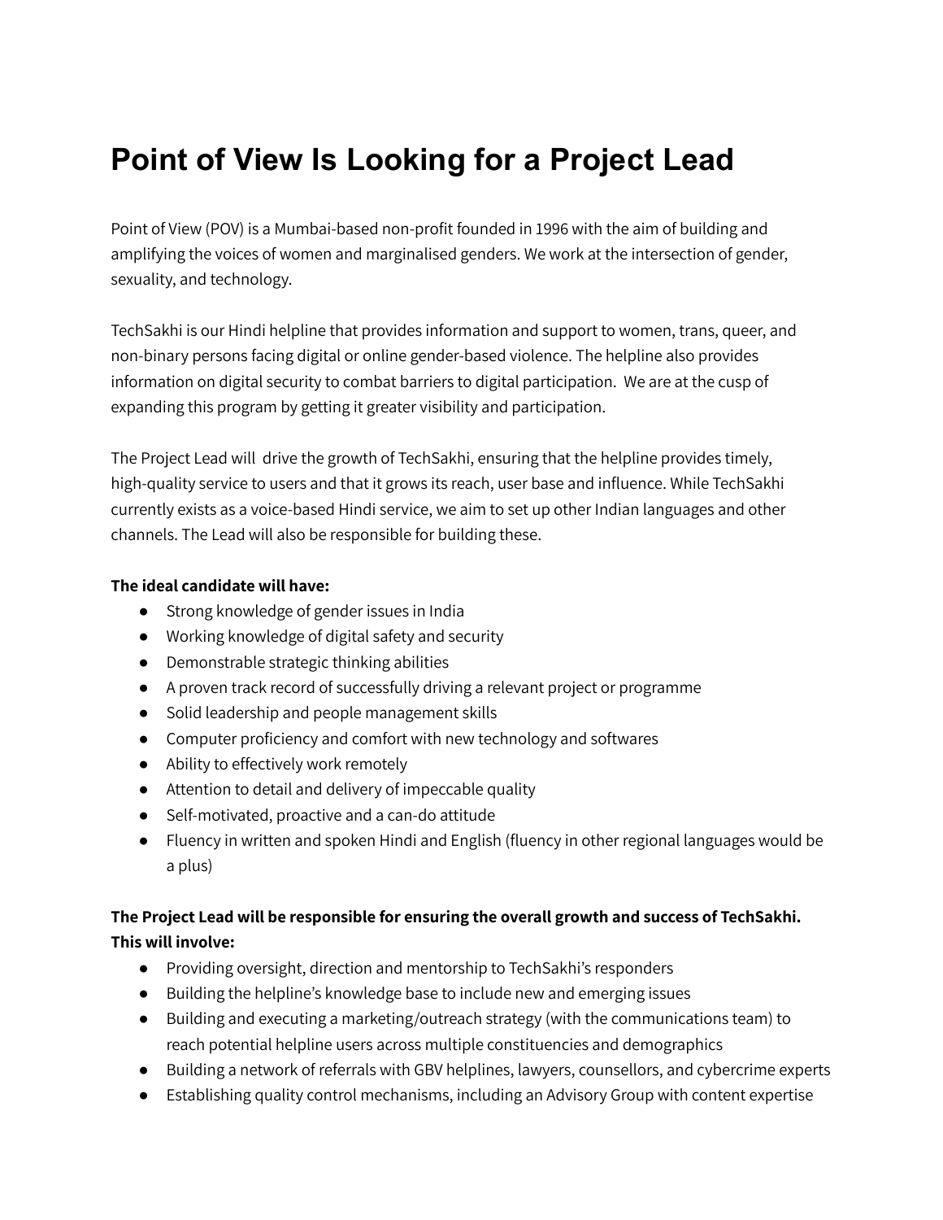# Point of View Is Looking for a Project Lead

Point of View (POV) is a Mumbai-based non-profit founded in 1996 with the aim of building and amplifying the voices of women and marginalised genders. We work at the intersection of gender, sexuality, and technology.

TechSakhi is our Hindi helpline that provides information and support to women, trans, queer, and non-binary persons facing digital or online gender-based violence. The helpline also provides information on digital security to combat barriers to digital participation. We are at the cusp of expanding this program by getting it greater visibility and participation.

The Project Lead will drive the growth of TechSakhi, ensuring that the helpline provides timely, high-quality service to users and that it grows its reach, user base and influence. While TechSakhi currently exists as a voice-based Hindi service, we aim to set up other Indian languages and other channels. The Lead will also be responsible for building these.

**The ideal candidate will have:**

- Strong knowledge of gender issues in India
- Working knowledge of digital safety and security
- Demonstrable strategic thinking abilities
- A proven track record of successfully driving a relevant project or programme
- Solid leadership and people management skills
- Computer proficiency and comfort with new technology and softwares
- Ability to effectively work remotely
- Attention to detail and delivery of impeccable quality
- Self-motivated, proactive and a can-do attitude
- Fluency in written and spoken Hindi and English (fluency in other regional languages would be a plus)

**The Project Lead will be responsible for ensuring the overall growth and success of TechSakhi. This will involve:**

- Providing oversight, direction and mentorship to TechSakhi's responders
- Building the helpline's knowledge base to include new and emerging issues
- Building and executing a marketing/outreach strategy (with the communications team) to reach potential helpline users across multiple constituencies and demographics
- Building a network of referrals with GBV helplines, lawyers, counsellors, and cybercrime experts
- Establishing quality control mechanisms, including an Advisory Group with content expertise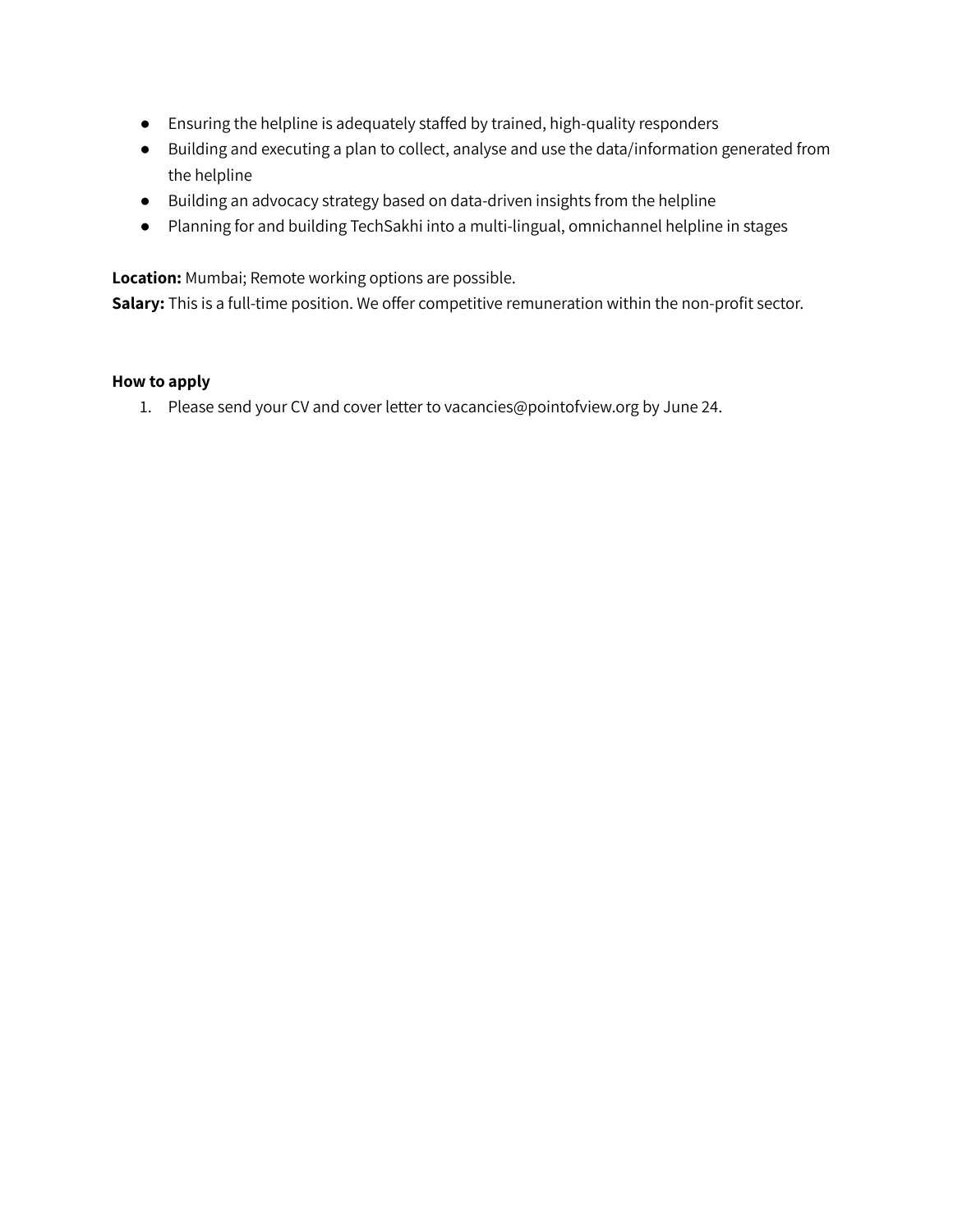- Ensuring the helpline is adequately staffed by trained, high-quality responders
- Building and executing a plan to collect, analyse and use the data/information generated from the helpline
- Building an advocacy strategy based on data-driven insights from the helpline
- Planning for and building TechSakhi into a multi-lingual, omnichannel helpline in stages

**Location:** Mumbai; Remote working options are possible.
**Salary:** This is a full-time position. We offer competitive remuneration within the non-profit sector.

**How to apply**

1. Please send your CV and cover letter to vacancies@pointofview.org by June 24.